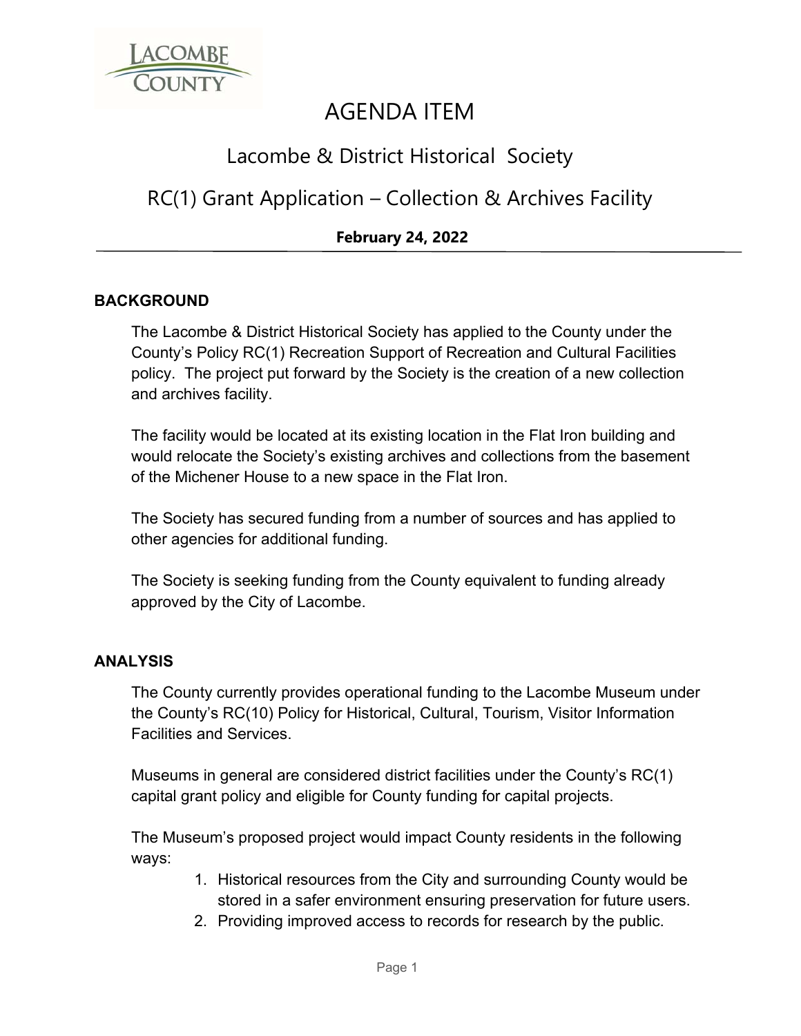# AGENDA ITEM

## Lacombe & District Historical Society

## RC(1) Grant Application – Collection & Archives Facility

**February 24, 2022**

---

### BACKGROUND

The Lacombe & District Historical Society has applied to the County under the County's Policy RC(1) Recreation Support of Recreation and Cultural Facilities policy. The project put forward by the Society is the creation of a new collection and archives facility.

The facility would be located at its existing location in the Flat Iron building and would relocate the Society's existing archives and collections from the basement of the Michener House to a new space in the Flat Iron.

The Society has secured funding from a number of sources and has applied to other agencies for additional funding.

The Society is seeking funding from the County equivalent to funding already approved by the City of Lacombe.

### ANALYSIS

The County currently provides operational funding to the Lacombe Museum under the County's RC(10) Policy for Historical, Cultural, Tourism, Visitor Information Facilities and Services.

Museums in general are considered district facilities under the County's RC(1) capital grant policy and eligible for County funding for capital projects.

The Museum's proposed project would impact County residents in the following ways:

1. Historical resources from the City and surrounding County would be stored in a safer environment ensuring preservation for future users.
2. Providing improved access to records for research by the public.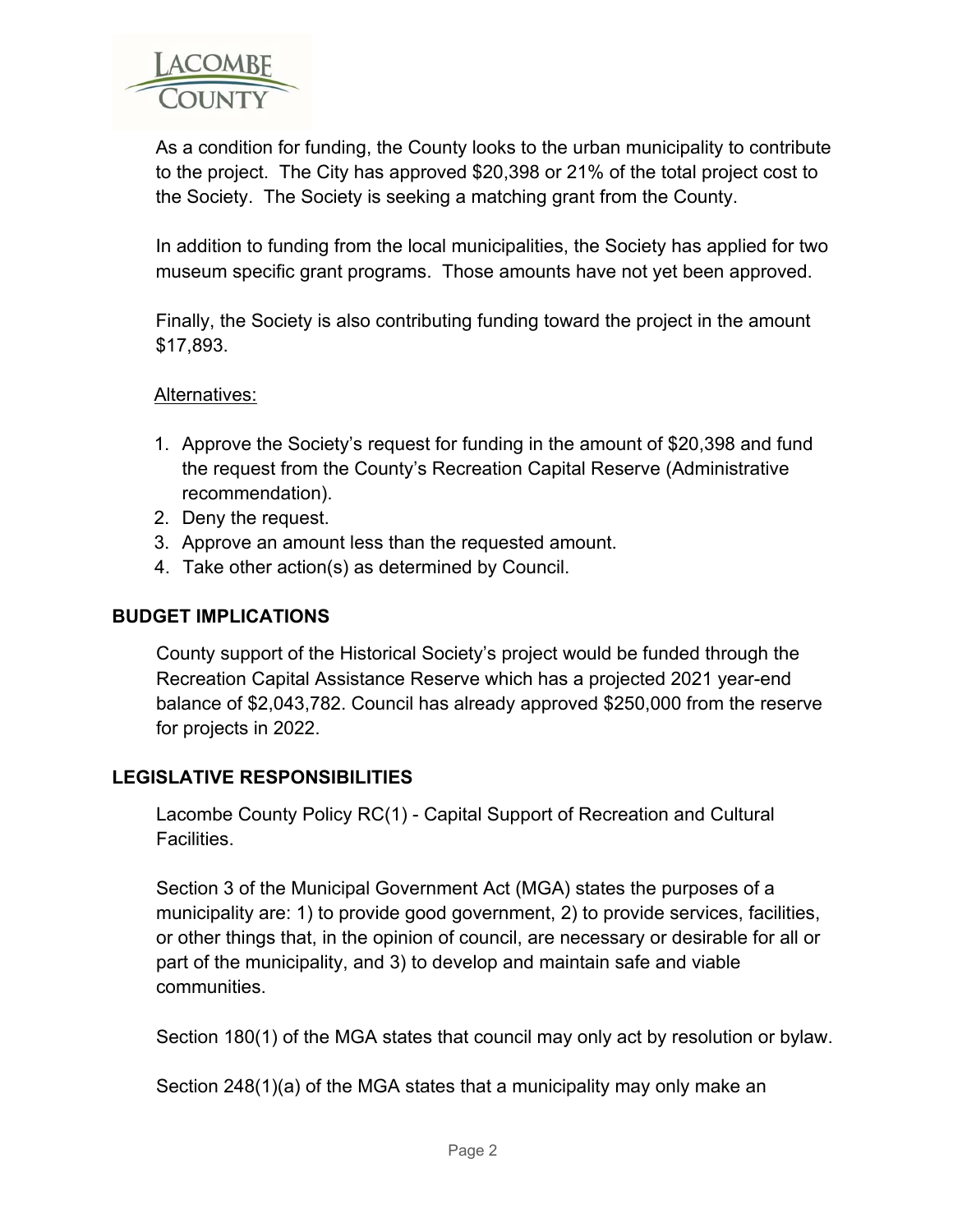As a condition for funding, the County looks to the urban municipality to contribute to the project. The City has approved $20,398 or 21% of the total project cost to the Society. The Society is seeking a matching grant from the County.

In addition to funding from the local municipalities, the Society has applied for two museum specific grant programs. Those amounts have not yet been approved.

Finally, the Society is also contributing funding toward the project in the amount $17,893.

Alternatives:

1. Approve the Society's request for funding in the amount of $20,398 and fund the request from the County's Recreation Capital Reserve (Administrative recommendation).
2. Deny the request.
3. Approve an amount less than the requested amount.
4. Take other action(s) as determined by Council.

## BUDGET IMPLICATIONS

County support of the Historical Society's project would be funded through the Recreation Capital Assistance Reserve which has a projected 2021 year-end balance of $2,043,782. Council has already approved $250,000 from the reserve for projects in 2022.

## LEGISLATIVE RESPONSIBILITIES

Lacombe County Policy RC(1) - Capital Support of Recreation and Cultural Facilities.

Section 3 of the Municipal Government Act (MGA) states the purposes of a municipality are: 1) to provide good government, 2) to provide services, facilities, or other things that, in the opinion of council, are necessary or desirable for all or part of the municipality, and 3) to develop and maintain safe and viable communities.

Section 180(1) of the MGA states that council may only act by resolution or bylaw.

Section 248(1)(a) of the MGA states that a municipality may only make an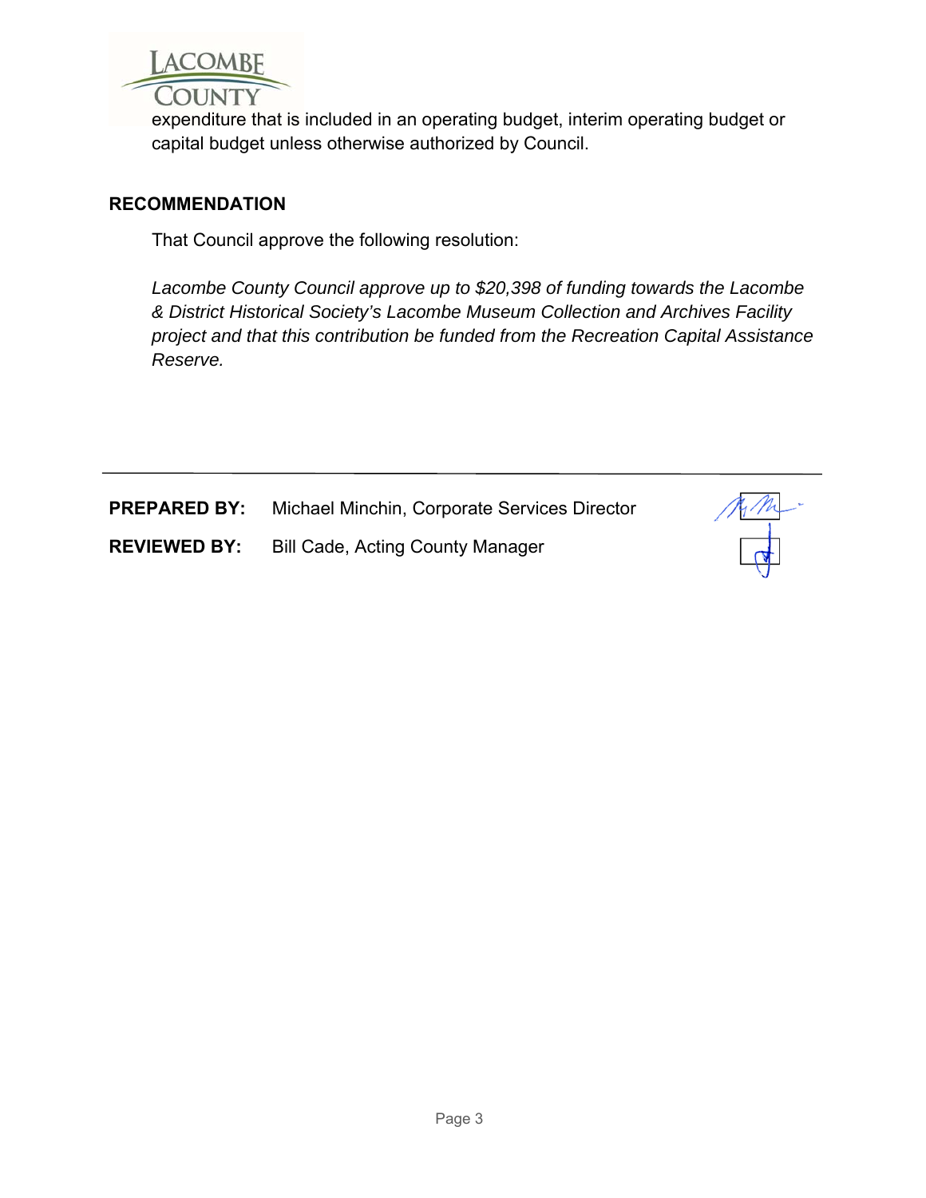expenditure that is included in an operating budget, interim operating budget or capital budget unless otherwise authorized by Council.

## RECOMMENDATION

That Council approve the following resolution:

*Lacombe County Council approve up to $20,398 of funding towards the Lacombe & District Historical Society's Lacombe Museum Collection and Archives Facility project and that this contribution be funded from the Recreation Capital Assistance Reserve.*

---

**PREPARED BY:** Michael Minchin, Corporate Services Director

**REVIEWED BY:** Bill Cade, Acting County Manager